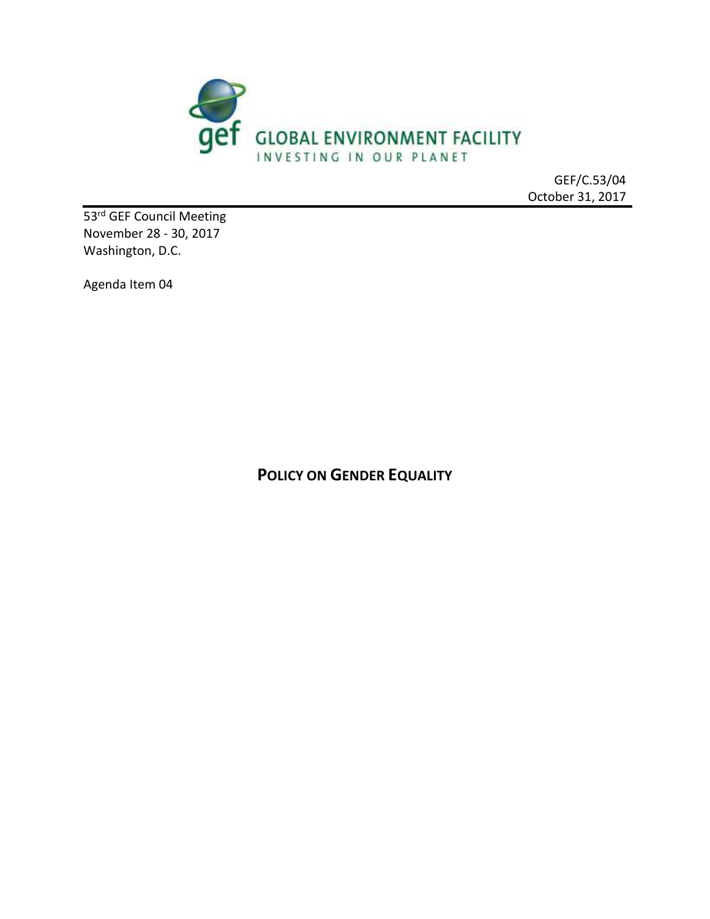GLOBAL ENVIRONMENT FACILITY

INVESTING IN OUR PLANET

GEF/C.53/04
October 31, 2017

53rd GEF Council Meeting
November 28 - 30, 2017
Washington, D.C.

Agenda Item 04

# POLICY ON GENDER EQUALITY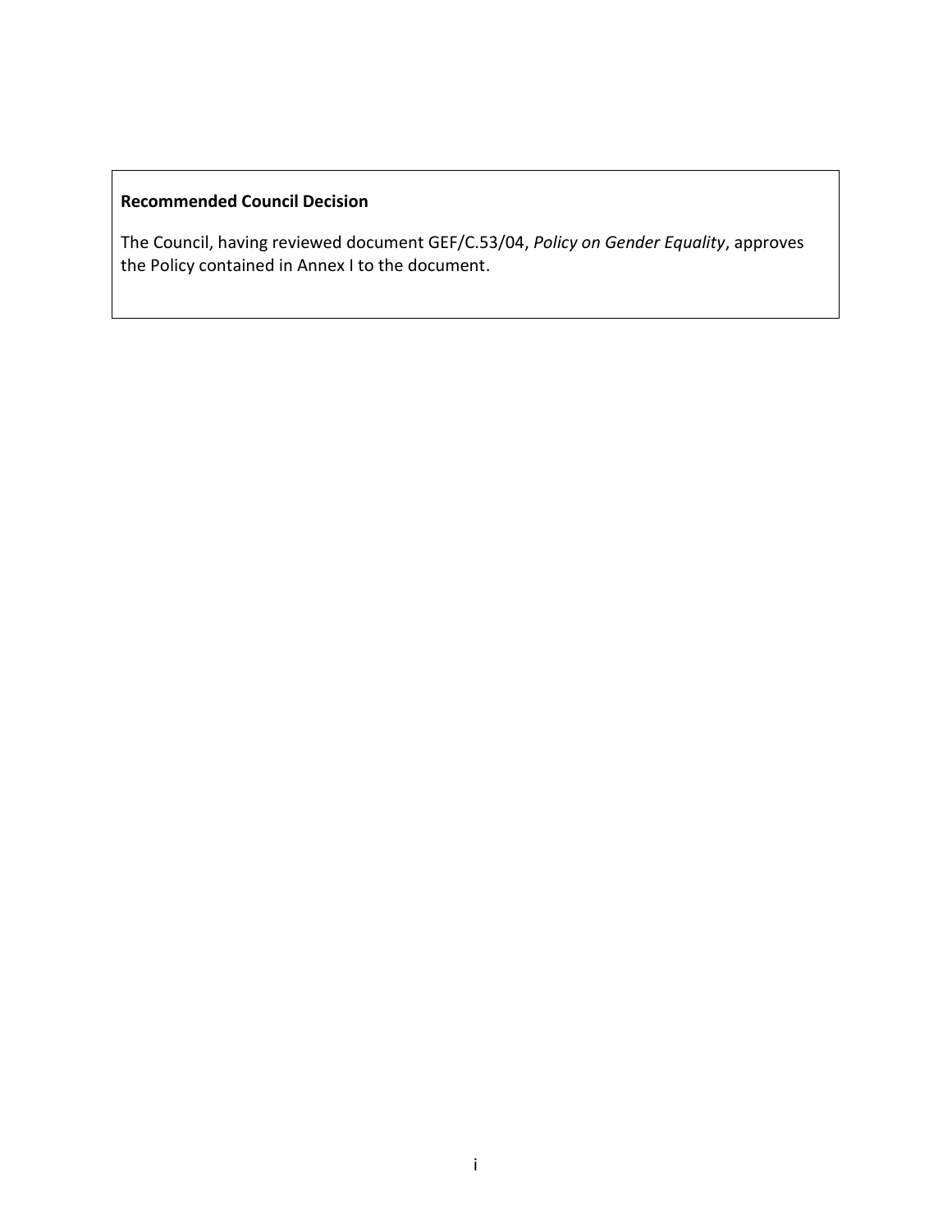**Recommended Council Decision**

The Council, having reviewed document GEF/C.53/04, *Policy on Gender Equality*, approves the Policy contained in Annex I to the document.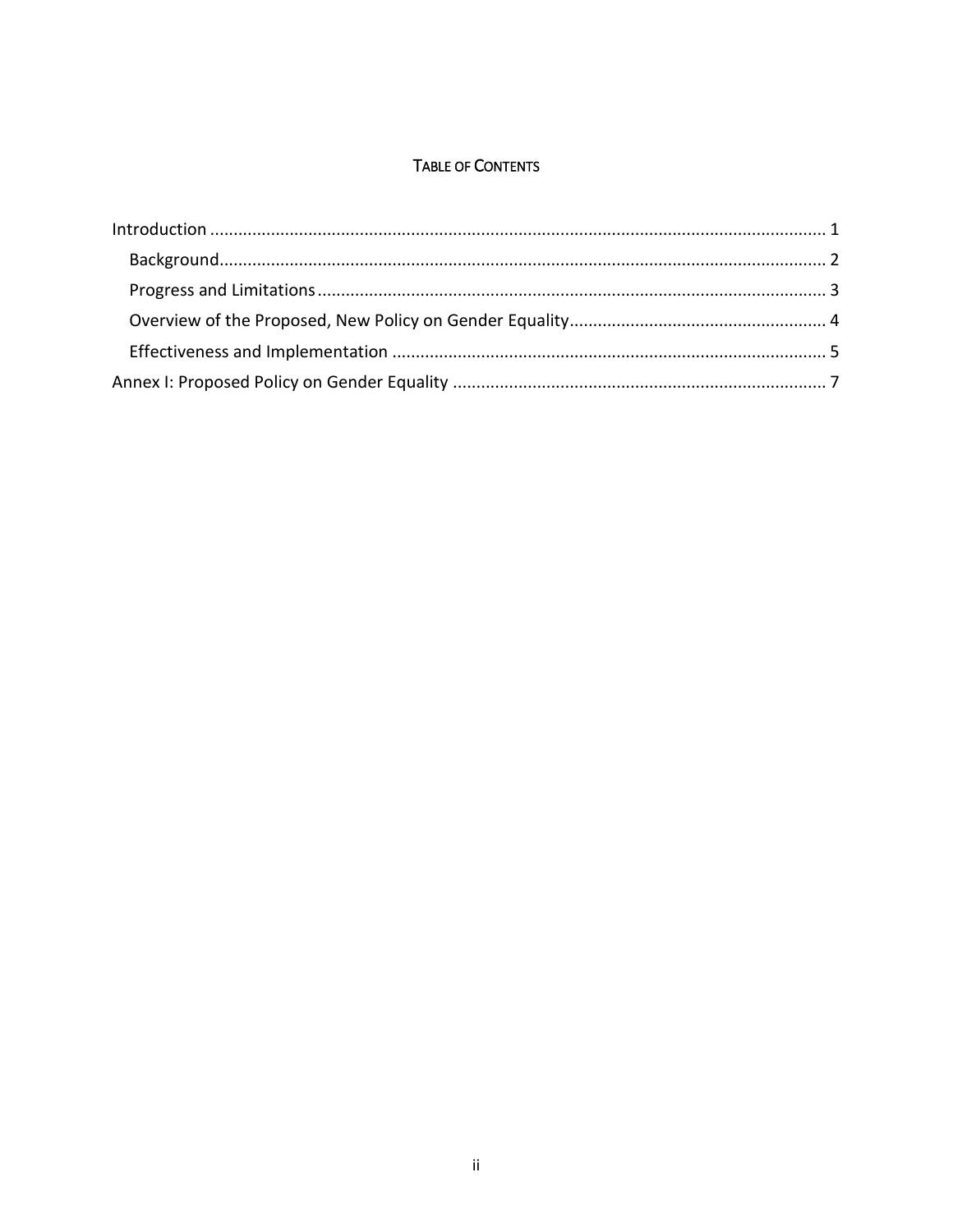# Table of Contents

- Introduction ........................................................................................................................... 1
  - Background.......................................................................................................................... 2
  - Progress and Limitations...................................................................................................... 3
  - Overview of the Proposed, New Policy on Gender Equality.................................................. 4
  - Effectiveness and Implementation ....................................................................................... 5
- Annex I: Proposed Policy on Gender Equality ......................................................................... 7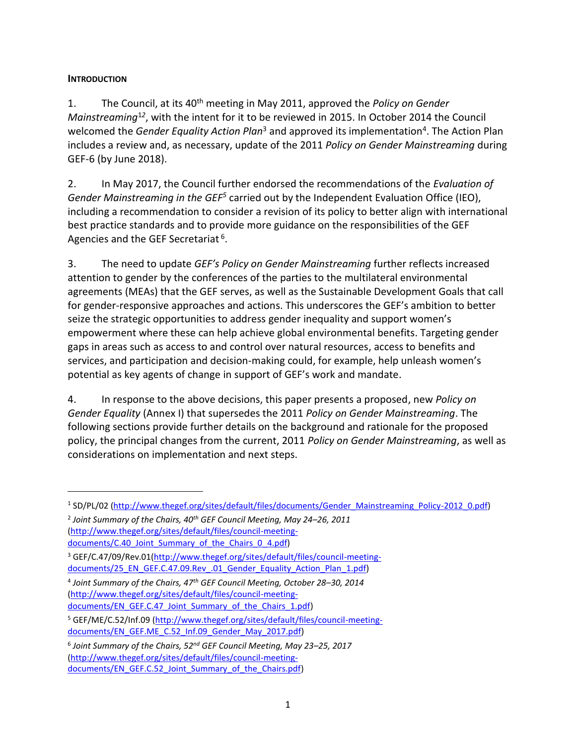## INTRODUCTION

1. The Council, at its 40th meeting in May 2011, approved the *Policy on Gender Mainstreaming*[1][2], with the intent for it to be reviewed in 2015. In October 2014 the Council welcomed the *Gender Equality Action Plan*[3] and approved its implementation[4]. The Action Plan includes a review and, as necessary, update of the 2011 *Policy on Gender Mainstreaming* during GEF-6 (by June 2018).

2. In May 2017, the Council further endorsed the recommendations of the *Evaluation of Gender Mainstreaming in the GEF*[5] carried out by the Independent Evaluation Office (IEO), including a recommendation to consider a revision of its policy to better align with international best practice standards and to provide more guidance on the responsibilities of the GEF Agencies and the GEF Secretariat[6].

3. The need to update *GEF's Policy on Gender Mainstreaming* further reflects increased attention to gender by the conferences of the parties to the multilateral environmental agreements (MEAs) that the GEF serves, as well as the Sustainable Development Goals that call for gender-responsive approaches and actions. This underscores the GEF's ambition to better seize the strategic opportunities to address gender inequality and support women's empowerment where these can help achieve global environmental benefits. Targeting gender gaps in areas such as access to and control over natural resources, access to benefits and services, and participation and decision-making could, for example, help unleash women's potential as key agents of change in support of GEF's work and mandate.

4. In response to the above decisions, this paper presents a proposed, new *Policy on Gender Equality* (Annex I) that supersedes the 2011 *Policy on Gender Mainstreaming*. The following sections provide further details on the background and rationale for the proposed policy, the principal changes from the current, 2011 *Policy on Gender Mainstreaming*, as well as considerations on implementation and next steps.

---

[1] SD/PL/02 (http://www.thegef.org/sites/default/files/documents/Gender_Mainstreaming_Policy-2012_0.pdf)

[2] *Joint Summary of the Chairs, 40th GEF Council Meeting, May 24–26, 2011* (http://www.thegef.org/sites/default/files/council-meeting-documents/C.40_Joint_Summary_of_the_Chairs_0_4.pdf)

[3] GEF/C.47/09/Rev.01(http://www.thegef.org/sites/default/files/council-meeting-documents/25_EN_GEF.C.47.09.Rev_.01_Gender_Equality_Action_Plan_1.pdf)

[4] *Joint Summary of the Chairs, 47th GEF Council Meeting, October 28–30, 2014* (http://www.thegef.org/sites/default/files/council-meeting-documents/EN_GEF.C.47_Joint_Summary_of_the_Chairs_1.pdf)

[5] GEF/ME/C.52/Inf.09 (http://www.thegef.org/sites/default/files/council-meeting-documents/EN_GEF.ME_C.52_Inf.09_Gender_May_2017.pdf)

[6] *Joint Summary of the Chairs, 52nd GEF Council Meeting, May 23–25, 2017* (http://www.thegef.org/sites/default/files/council-meeting-documents/EN_GEF.C.52_Joint_Summary_of_the_Chairs.pdf)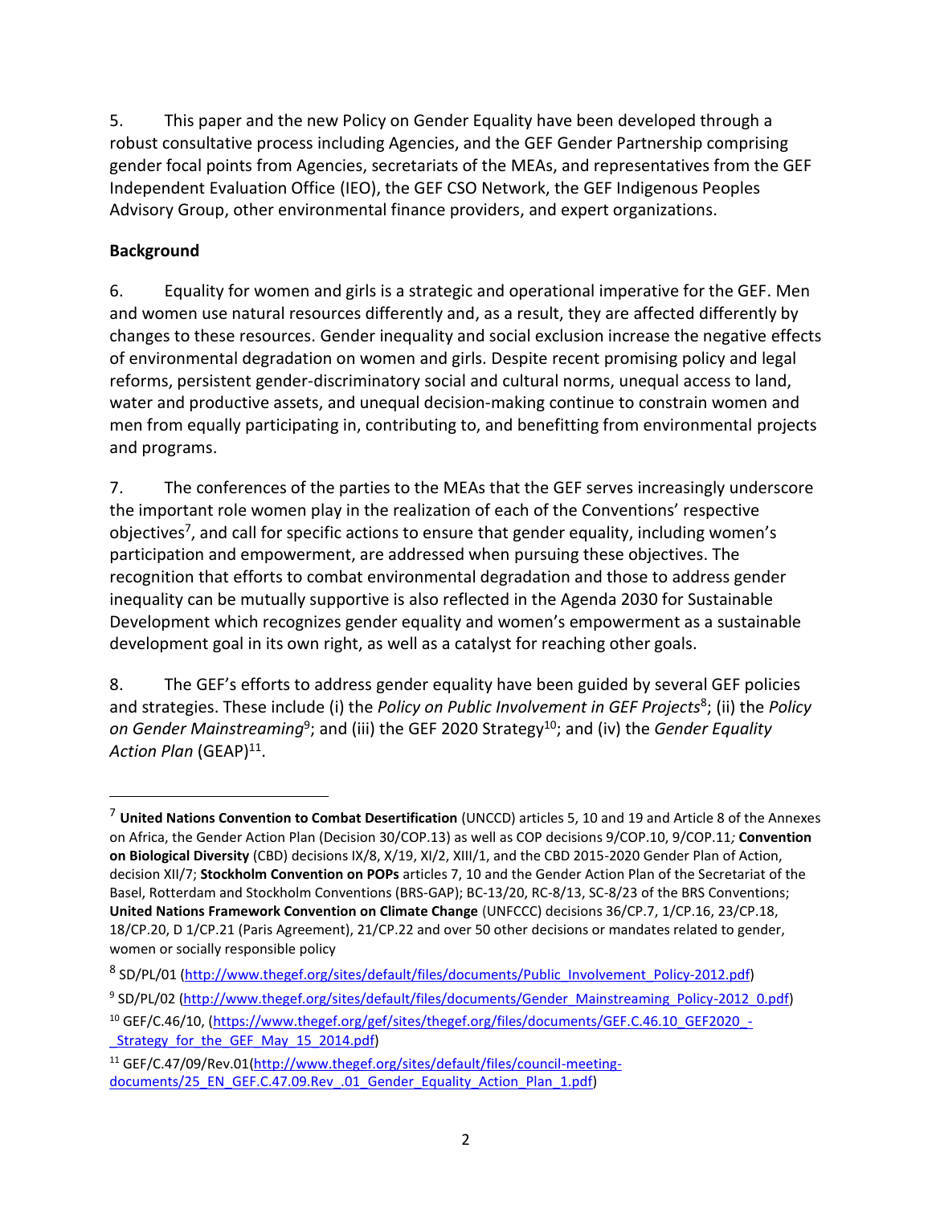5. This paper and the new Policy on Gender Equality have been developed through a robust consultative process including Agencies, and the GEF Gender Partnership comprising gender focal points from Agencies, secretariats of the MEAs, and representatives from the GEF Independent Evaluation Office (IEO), the GEF CSO Network, the GEF Indigenous Peoples Advisory Group, other environmental finance providers, and expert organizations.

**Background**

6. Equality for women and girls is a strategic and operational imperative for the GEF. Men and women use natural resources differently and, as a result, they are affected differently by changes to these resources. Gender inequality and social exclusion increase the negative effects of environmental degradation on women and girls. Despite recent promising policy and legal reforms, persistent gender-discriminatory social and cultural norms, unequal access to land, water and productive assets, and unequal decision-making continue to constrain women and men from equally participating in, contributing to, and benefitting from environmental projects and programs.

7. The conferences of the parties to the MEAs that the GEF serves increasingly underscore the important role women play in the realization of each of the Conventions' respective objectives[7], and call for specific actions to ensure that gender equality, including women's participation and empowerment, are addressed when pursuing these objectives. The recognition that efforts to combat environmental degradation and those to address gender inequality can be mutually supportive is also reflected in the Agenda 2030 for Sustainable Development which recognizes gender equality and women's empowerment as a sustainable development goal in its own right, as well as a catalyst for reaching other goals.

8. The GEF's efforts to address gender equality have been guided by several GEF policies and strategies. These include (i) the *Policy on Public Involvement in GEF Projects*[8]; (ii) the *Policy on Gender Mainstreaming*[9]; and (iii) the GEF 2020 Strategy[10]; and (iv) the *Gender Equality Action Plan* (GEAP)[11].

---

[7] **United Nations Convention to Combat Desertification** (UNCCD) articles 5, 10 and 19 and Article 8 of the Annexes on Africa, the Gender Action Plan (Decision 30/COP.13) as well as COP decisions 9/COP.10, 9/COP.11*;* **Convention on Biological Diversity** (CBD) decisions IX/8, X/19, XI/2, XIII/1, and the CBD 2015-2020 Gender Plan of Action, decision XII/7; **Stockholm Convention on POPs** articles 7, 10 and the Gender Action Plan of the Secretariat of the Basel, Rotterdam and Stockholm Conventions (BRS-GAP); BC-13/20, RC-8/13, SC-8/23 of the BRS Conventions; **United Nations Framework Convention on Climate Change** (UNFCCC) decisions 36/CP.7, 1/CP.16, 23/CP.18, 18/CP.20, D 1/CP.21 (Paris Agreement), 21/CP.22 and over 50 other decisions or mandates related to gender, women or socially responsible policy

[8] SD/PL/01 (http://www.thegef.org/sites/default/files/documents/Public_Involvement_Policy-2012.pdf)

[9] SD/PL/02 (http://www.thegef.org/sites/default/files/documents/Gender_Mainstreaming_Policy-2012_0.pdf)

[10] GEF/C.46/10, (https://www.thegef.org/gef/sites/thegef.org/files/documents/GEF.C.46.10_GEF2020_-_Strategy_for_the_GEF_May_15_2014.pdf)

[11] GEF/C.47/09/Rev.01(http://www.thegef.org/sites/default/files/council-meeting-documents/25_EN_GEF.C.47.09.Rev_.01_Gender_Equality_Action_Plan_1.pdf)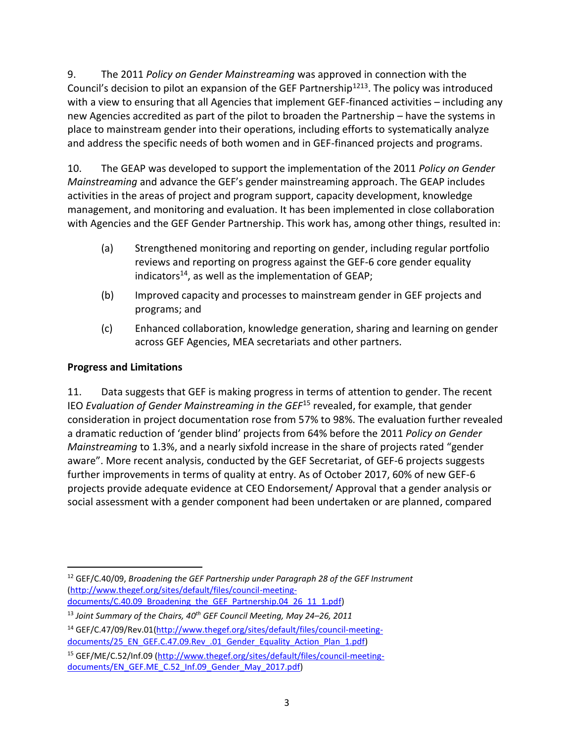9. The 2011 *Policy on Gender Mainstreaming* was approved in connection with the Council's decision to pilot an expansion of the GEF Partnership[12][13]. The policy was introduced with a view to ensuring that all Agencies that implement GEF-financed activities – including any new Agencies accredited as part of the pilot to broaden the Partnership – have the systems in place to mainstream gender into their operations, including efforts to systematically analyze and address the specific needs of both women and in GEF-financed projects and programs.

10. The GEAP was developed to support the implementation of the 2011 *Policy on Gender Mainstreaming* and advance the GEF's gender mainstreaming approach. The GEAP includes activities in the areas of project and program support, capacity development, knowledge management, and monitoring and evaluation. It has been implemented in close collaboration with Agencies and the GEF Gender Partnership. This work has, among other things, resulted in:

(a) Strengthened monitoring and reporting on gender, including regular portfolio reviews and reporting on progress against the GEF-6 core gender equality indicators[14], as well as the implementation of GEAP;

(b) Improved capacity and processes to mainstream gender in GEF projects and programs; and

(c) Enhanced collaboration, knowledge generation, sharing and learning on gender across GEF Agencies, MEA secretariats and other partners.

**Progress and Limitations**

11. Data suggests that GEF is making progress in terms of attention to gender. The recent IEO *Evaluation of Gender Mainstreaming in the GEF*[15] revealed, for example, that gender consideration in project documentation rose from 57% to 98%. The evaluation further revealed a dramatic reduction of 'gender blind' projects from 64% before the 2011 *Policy on Gender Mainstreaming* to 1.3%, and a nearly sixfold increase in the share of projects rated "gender aware". More recent analysis, conducted by the GEF Secretariat, of GEF-6 projects suggests further improvements in terms of quality at entry. As of October 2017, 60% of new GEF-6 projects provide adequate evidence at CEO Endorsement/ Approval that a gender analysis or social assessment with a gender component had been undertaken or are planned, compared

---

[12] GEF/C.40/09, *Broadening the GEF Partnership under Paragraph 28 of the GEF Instrument* (http://www.thegef.org/sites/default/files/council-meeting-documents/C.40.09_Broadening_the_GEF_Partnership.04_26_11_1.pdf)

[13] *Joint Summary of the Chairs, 40th GEF Council Meeting, May 24–26, 2011*

[14] GEF/C.47/09/Rev.01(http://www.thegef.org/sites/default/files/council-meeting-documents/25_EN_GEF.C.47.09.Rev_.01_Gender_Equality_Action_Plan_1.pdf)

[15] GEF/ME/C.52/Inf.09 (http://www.thegef.org/sites/default/files/council-meeting-documents/EN_GEF.ME_C.52_Inf.09_Gender_May_2017.pdf)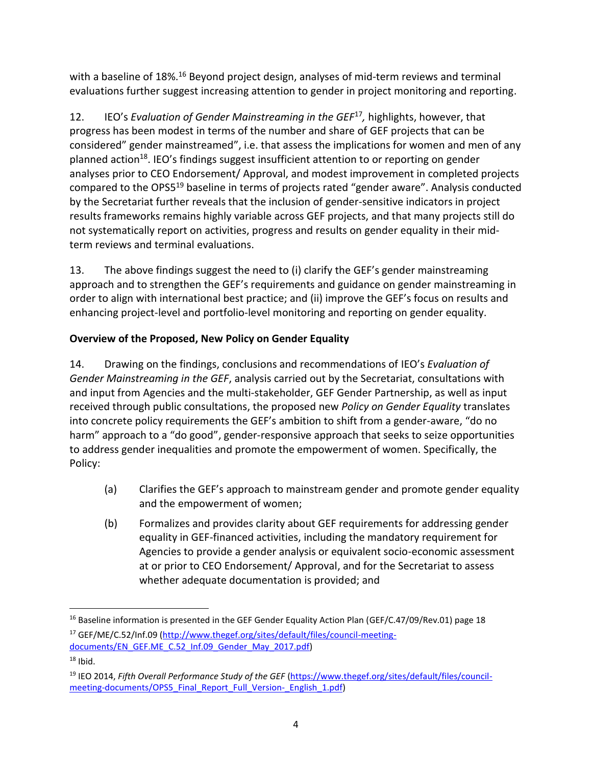with a baseline of 18%.[16] Beyond project design, analyses of mid-term reviews and terminal evaluations further suggest increasing attention to gender in project monitoring and reporting.

12. IEO's *Evaluation of Gender Mainstreaming in the GEF*[17], highlights, however, that progress has been modest in terms of the number and share of GEF projects that can be considered" gender mainstreamed", i.e. that assess the implications for women and men of any planned action[18]. IEO's findings suggest insufficient attention to or reporting on gender analyses prior to CEO Endorsement/ Approval, and modest improvement in completed projects compared to the OPS5[19] baseline in terms of projects rated "gender aware". Analysis conducted by the Secretariat further reveals that the inclusion of gender-sensitive indicators in project results frameworks remains highly variable across GEF projects, and that many projects still do not systematically report on activities, progress and results on gender equality in their mid-term reviews and terminal evaluations.

13. The above findings suggest the need to (i) clarify the GEF's gender mainstreaming approach and to strengthen the GEF's requirements and guidance on gender mainstreaming in order to align with international best practice; and (ii) improve the GEF's focus on results and enhancing project-level and portfolio-level monitoring and reporting on gender equality.

**Overview of the Proposed, New Policy on Gender Equality**

14. Drawing on the findings, conclusions and recommendations of IEO's *Evaluation of Gender Mainstreaming in the GEF*, analysis carried out by the Secretariat, consultations with and input from Agencies and the multi-stakeholder, GEF Gender Partnership, as well as input received through public consultations, the proposed new *Policy on Gender Equality* translates into concrete policy requirements the GEF's ambition to shift from a gender-aware, "do no harm" approach to a "do good", gender-responsive approach that seeks to seize opportunities to address gender inequalities and promote the empowerment of women. Specifically, the Policy:

(a) Clarifies the GEF's approach to mainstream gender and promote gender equality and the empowerment of women;

(b) Formalizes and provides clarity about GEF requirements for addressing gender equality in GEF-financed activities, including the mandatory requirement for Agencies to provide a gender analysis or equivalent socio-economic assessment at or prior to CEO Endorsement/ Approval, and for the Secretariat to assess whether adequate documentation is provided; and

---

[16] Baseline information is presented in the GEF Gender Equality Action Plan (GEF/C.47/09/Rev.01) page 18

[17] GEF/ME/C.52/Inf.09 (http://www.thegef.org/sites/default/files/council-meeting-documents/EN_GEF.ME_C.52_Inf.09_Gender_May_2017.pdf)

[18] Ibid.

[19] IEO 2014, *Fifth Overall Performance Study of the GEF* (https://www.thegef.org/sites/default/files/council-meeting-documents/OPS5_Final_Report_Full_Version-_English_1.pdf)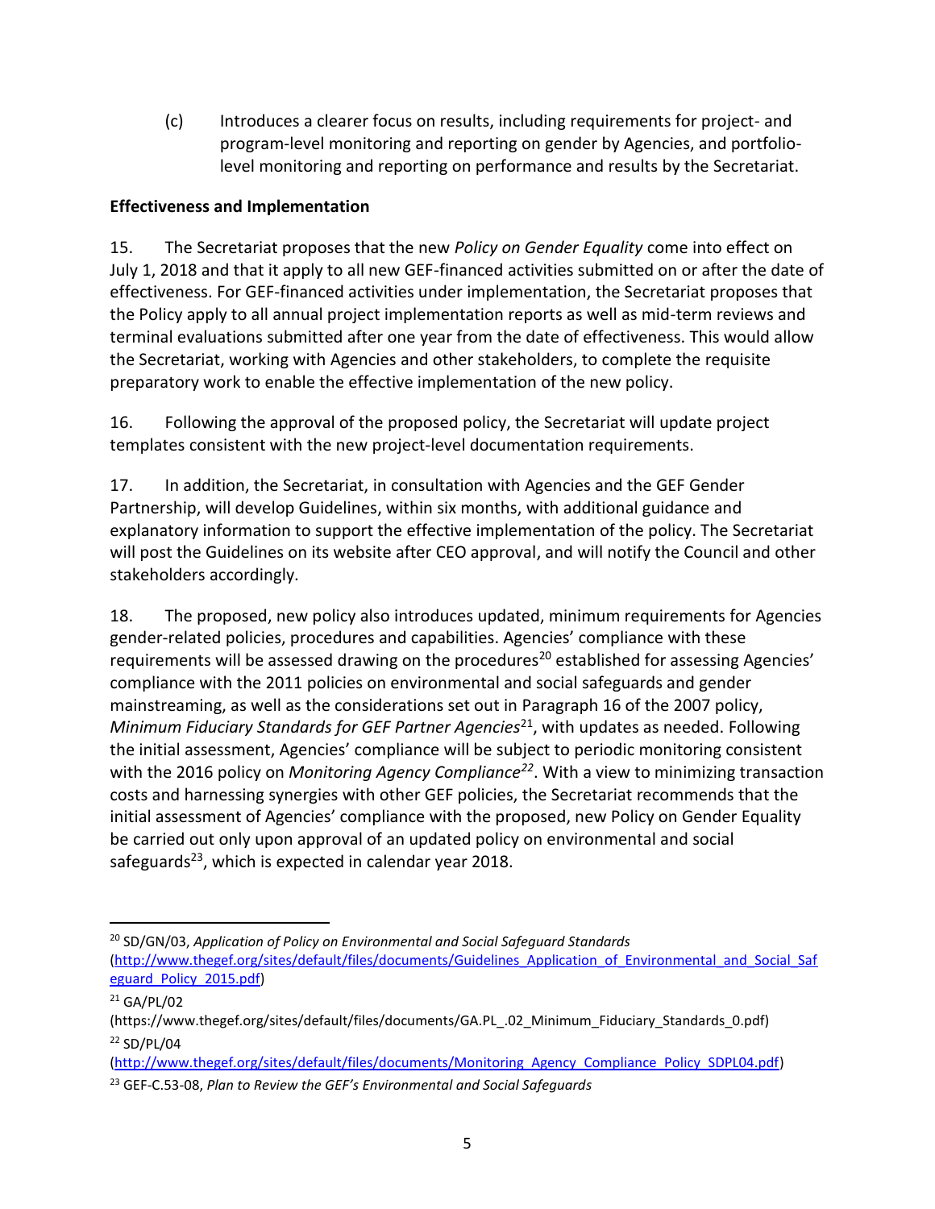(c) Introduces a clearer focus on results, including requirements for project- and program-level monitoring and reporting on gender by Agencies, and portfolio-level monitoring and reporting on performance and results by the Secretariat.

**Effectiveness and Implementation**

15. The Secretariat proposes that the new *Policy on Gender Equality* come into effect on July 1, 2018 and that it apply to all new GEF-financed activities submitted on or after the date of effectiveness. For GEF-financed activities under implementation, the Secretariat proposes that the Policy apply to all annual project implementation reports as well as mid-term reviews and terminal evaluations submitted after one year from the date of effectiveness. This would allow the Secretariat, working with Agencies and other stakeholders, to complete the requisite preparatory work to enable the effective implementation of the new policy.

16. Following the approval of the proposed policy, the Secretariat will update project templates consistent with the new project-level documentation requirements.

17. In addition, the Secretariat, in consultation with Agencies and the GEF Gender Partnership, will develop Guidelines, within six months, with additional guidance and explanatory information to support the effective implementation of the policy. The Secretariat will post the Guidelines on its website after CEO approval, and will notify the Council and other stakeholders accordingly.

18. The proposed, new policy also introduces updated, minimum requirements for Agencies gender-related policies, procedures and capabilities. Agencies' compliance with these requirements will be assessed drawing on the procedures[20] established for assessing Agencies' compliance with the 2011 policies on environmental and social safeguards and gender mainstreaming, as well as the considerations set out in Paragraph 16 of the 2007 policy, *Minimum Fiduciary Standards for GEF Partner Agencies*[21], with updates as needed. Following the initial assessment, Agencies' compliance will be subject to periodic monitoring consistent with the 2016 policy on *Monitoring Agency Compliance*[22]. With a view to minimizing transaction costs and harnessing synergies with other GEF policies, the Secretariat recommends that the initial assessment of Agencies' compliance with the proposed, new Policy on Gender Equality be carried out only upon approval of an updated policy on environmental and social safeguards[23], which is expected in calendar year 2018.

---

[20] SD/GN/03, *Application of Policy on Environmental and Social Safeguard Standards* (http://www.thegef.org/sites/default/files/documents/Guidelines_Application_of_Environmental_and_Social_Safeguard_Policy_2015.pdf)

[21] GA/PL/02 (https://www.thegef.org/sites/default/files/documents/GA.PL_.02_Minimum_Fiduciary_Standards_0.pdf)

[22] SD/PL/04 (http://www.thegef.org/sites/default/files/documents/Monitoring_Agency_Compliance_Policy_SDPL04.pdf)

[23] GEF-C.53-08, *Plan to Review the GEF's Environmental and Social Safeguards*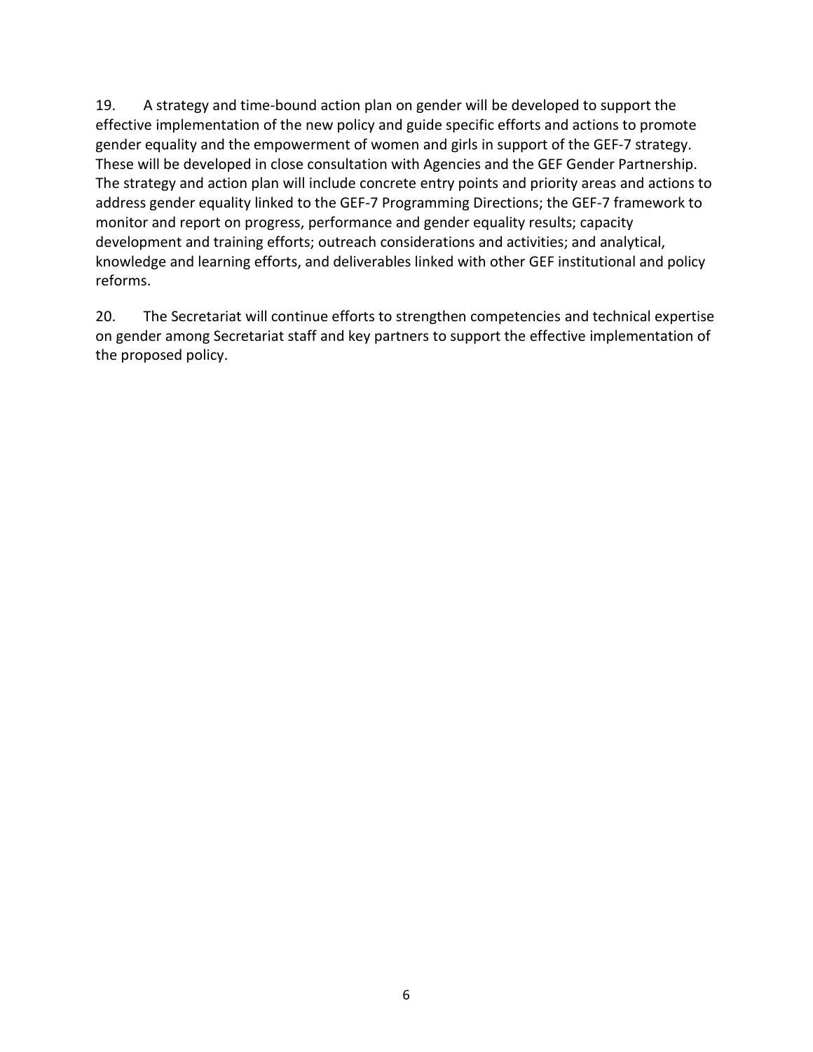19. A strategy and time-bound action plan on gender will be developed to support the effective implementation of the new policy and guide specific efforts and actions to promote gender equality and the empowerment of women and girls in support of the GEF-7 strategy. These will be developed in close consultation with Agencies and the GEF Gender Partnership. The strategy and action plan will include concrete entry points and priority areas and actions to address gender equality linked to the GEF-7 Programming Directions; the GEF-7 framework to monitor and report on progress, performance and gender equality results; capacity development and training efforts; outreach considerations and activities; and analytical, knowledge and learning efforts, and deliverables linked with other GEF institutional and policy reforms.

20. The Secretariat will continue efforts to strengthen competencies and technical expertise on gender among Secretariat staff and key partners to support the effective implementation of the proposed policy.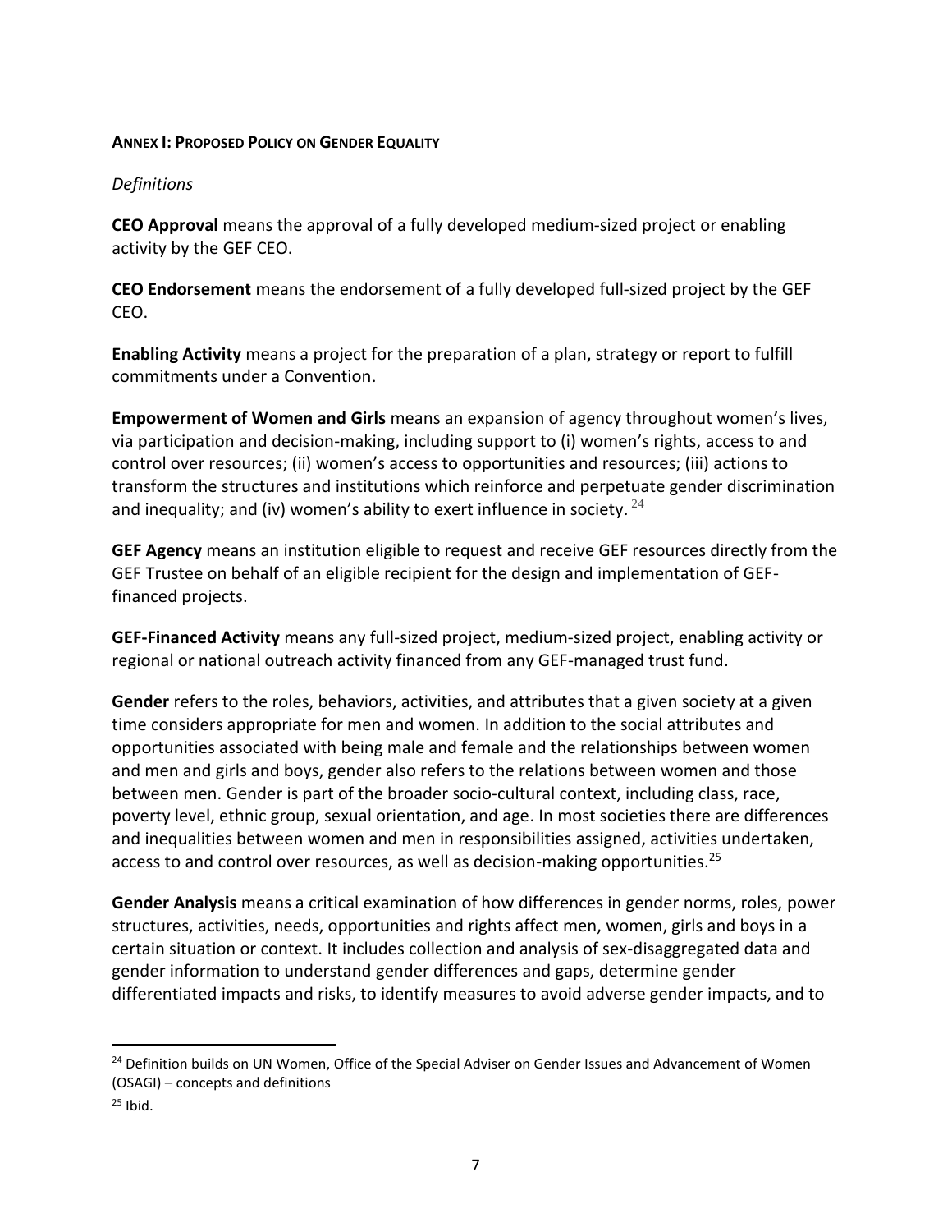**ANNEX I: PROPOSED POLICY ON GENDER EQUALITY**

*Definitions*

**CEO Approval** means the approval of a fully developed medium-sized project or enabling activity by the GEF CEO.

**CEO Endorsement** means the endorsement of a fully developed full-sized project by the GEF CEO.

**Enabling Activity** means a project for the preparation of a plan, strategy or report to fulfill commitments under a Convention.

**Empowerment of Women and Girls** means an expansion of agency throughout women's lives, via participation and decision-making, including support to (i) women's rights, access to and control over resources; (ii) women's access to opportunities and resources; (iii) actions to transform the structures and institutions which reinforce and perpetuate gender discrimination and inequality; and (iv) women's ability to exert influence in society. [24]

**GEF Agency** means an institution eligible to request and receive GEF resources directly from the GEF Trustee on behalf of an eligible recipient for the design and implementation of GEF-financed projects.

**GEF-Financed Activity** means any full-sized project, medium-sized project, enabling activity or regional or national outreach activity financed from any GEF-managed trust fund.

**Gender** refers to the roles, behaviors, activities, and attributes that a given society at a given time considers appropriate for men and women. In addition to the social attributes and opportunities associated with being male and female and the relationships between women and men and girls and boys, gender also refers to the relations between women and those between men. Gender is part of the broader socio-cultural context, including class, race, poverty level, ethnic group, sexual orientation, and age. In most societies there are differences and inequalities between women and men in responsibilities assigned, activities undertaken, access to and control over resources, as well as decision-making opportunities.[25]

**Gender Analysis** means a critical examination of how differences in gender norms, roles, power structures, activities, needs, opportunities and rights affect men, women, girls and boys in a certain situation or context. It includes collection and analysis of sex-disaggregated data and gender information to understand gender differences and gaps, determine gender differentiated impacts and risks, to identify measures to avoid adverse gender impacts, and to

---

[24] Definition builds on UN Women, Office of the Special Adviser on Gender Issues and Advancement of Women (OSAGI) – concepts and definitions

[25] Ibid.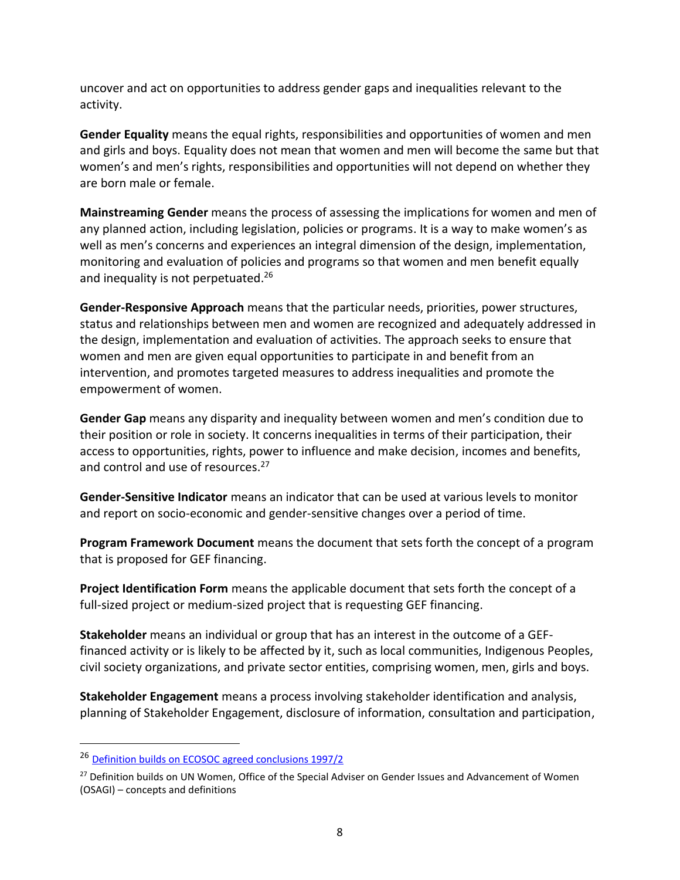uncover and act on opportunities to address gender gaps and inequalities relevant to the activity.

**Gender Equality** means the equal rights, responsibilities and opportunities of women and men and girls and boys. Equality does not mean that women and men will become the same but that women's and men's rights, responsibilities and opportunities will not depend on whether they are born male or female.

**Mainstreaming Gender** means the process of assessing the implications for women and men of any planned action, including legislation, policies or programs. It is a way to make women's as well as men's concerns and experiences an integral dimension of the design, implementation, monitoring and evaluation of policies and programs so that women and men benefit equally and inequality is not perpetuated.[26]

**Gender-Responsive Approach** means that the particular needs, priorities, power structures, status and relationships between men and women are recognized and adequately addressed in the design, implementation and evaluation of activities. The approach seeks to ensure that women and men are given equal opportunities to participate in and benefit from an intervention, and promotes targeted measures to address inequalities and promote the empowerment of women.

**Gender Gap** means any disparity and inequality between women and men's condition due to their position or role in society. It concerns inequalities in terms of their participation, their access to opportunities, rights, power to influence and make decision, incomes and benefits, and control and use of resources.[27]

**Gender-Sensitive Indicator** means an indicator that can be used at various levels to monitor and report on socio-economic and gender-sensitive changes over a period of time.

**Program Framework Document** means the document that sets forth the concept of a program that is proposed for GEF financing.

**Project Identification Form** means the applicable document that sets forth the concept of a full-sized project or medium-sized project that is requesting GEF financing.

**Stakeholder** means an individual or group that has an interest in the outcome of a GEF-financed activity or is likely to be affected by it, such as local communities, Indigenous Peoples, civil society organizations, and private sector entities, comprising women, men, girls and boys.

**Stakeholder Engagement** means a process involving stakeholder identification and analysis, planning of Stakeholder Engagement, disclosure of information, consultation and participation,

---

[26] Definition builds on ECOSOC agreed conclusions 1997/2

[27] Definition builds on UN Women, Office of the Special Adviser on Gender Issues and Advancement of Women (OSAGI) – concepts and definitions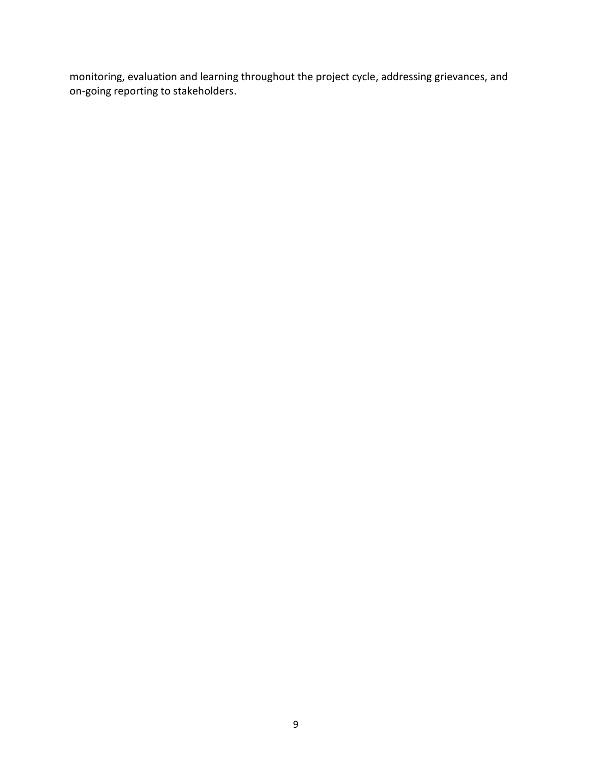monitoring, evaluation and learning throughout the project cycle, addressing grievances, and on-going reporting to stakeholders.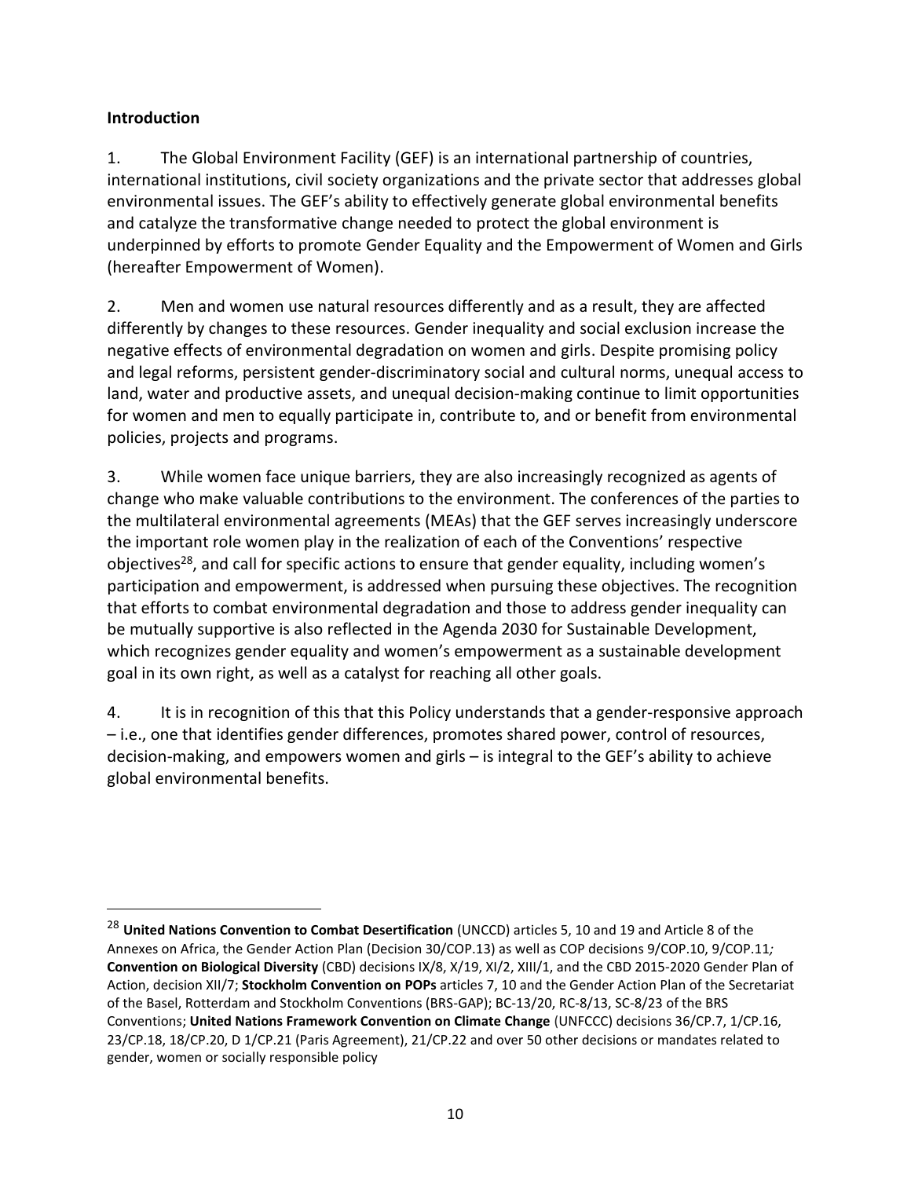**Introduction**

1. The Global Environment Facility (GEF) is an international partnership of countries, international institutions, civil society organizations and the private sector that addresses global environmental issues. The GEF's ability to effectively generate global environmental benefits and catalyze the transformative change needed to protect the global environment is underpinned by efforts to promote Gender Equality and the Empowerment of Women and Girls (hereafter Empowerment of Women).

2. Men and women use natural resources differently and as a result, they are affected differently by changes to these resources. Gender inequality and social exclusion increase the negative effects of environmental degradation on women and girls. Despite promising policy and legal reforms, persistent gender-discriminatory social and cultural norms, unequal access to land, water and productive assets, and unequal decision-making continue to limit opportunities for women and men to equally participate in, contribute to, and or benefit from environmental policies, projects and programs.

3. While women face unique barriers, they are also increasingly recognized as agents of change who make valuable contributions to the environment. The conferences of the parties to the multilateral environmental agreements (MEAs) that the GEF serves increasingly underscore the important role women play in the realization of each of the Conventions' respective objectives[28], and call for specific actions to ensure that gender equality, including women's participation and empowerment, is addressed when pursuing these objectives. The recognition that efforts to combat environmental degradation and those to address gender inequality can be mutually supportive is also reflected in the Agenda 2030 for Sustainable Development, which recognizes gender equality and women's empowerment as a sustainable development goal in its own right, as well as a catalyst for reaching all other goals.

4. It is in recognition of this that this Policy understands that a gender-responsive approach – i.e., one that identifies gender differences, promotes shared power, control of resources, decision-making, and empowers women and girls – is integral to the GEF's ability to achieve global environmental benefits.

---

[28] **United Nations Convention to Combat Desertification** (UNCCD) articles 5, 10 and 19 and Article 8 of the Annexes on Africa, the Gender Action Plan (Decision 30/COP.13) as well as COP decisions 9/COP.10, 9/COP.11*;* **Convention on Biological Diversity** (CBD) decisions IX/8, X/19, XI/2, XIII/1, and the CBD 2015-2020 Gender Plan of Action, decision XII/7; **Stockholm Convention on POPs** articles 7, 10 and the Gender Action Plan of the Secretariat of the Basel, Rotterdam and Stockholm Conventions (BRS-GAP); BC-13/20, RC-8/13, SC-8/23 of the BRS Conventions; **United Nations Framework Convention on Climate Change** (UNFCCC) decisions 36/CP.7, 1/CP.16, 23/CP.18, 18/CP.20, D 1/CP.21 (Paris Agreement), 21/CP.22 and over 50 other decisions or mandates related to gender, women or socially responsible policy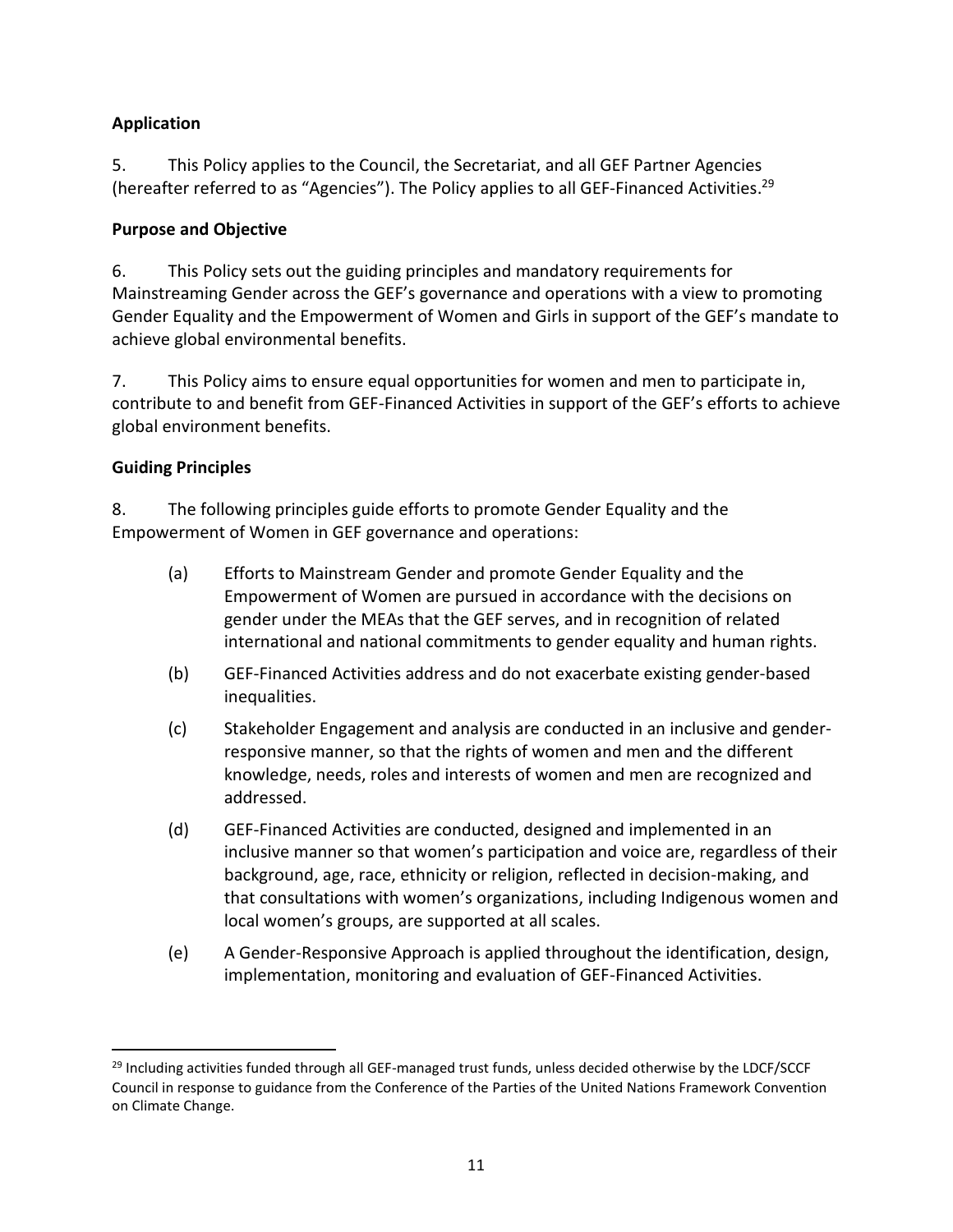**Application**

5. This Policy applies to the Council, the Secretariat, and all GEF Partner Agencies (hereafter referred to as "Agencies"). The Policy applies to all GEF-Financed Activities.[29]

**Purpose and Objective**

6. This Policy sets out the guiding principles and mandatory requirements for Mainstreaming Gender across the GEF's governance and operations with a view to promoting Gender Equality and the Empowerment of Women and Girls in support of the GEF's mandate to achieve global environmental benefits.

7. This Policy aims to ensure equal opportunities for women and men to participate in, contribute to and benefit from GEF-Financed Activities in support of the GEF's efforts to achieve global environment benefits.

**Guiding Principles**

8. The following principles guide efforts to promote Gender Equality and the Empowerment of Women in GEF governance and operations:

(a) Efforts to Mainstream Gender and promote Gender Equality and the Empowerment of Women are pursued in accordance with the decisions on gender under the MEAs that the GEF serves, and in recognition of related international and national commitments to gender equality and human rights.

(b) GEF-Financed Activities address and do not exacerbate existing gender-based inequalities.

(c) Stakeholder Engagement and analysis are conducted in an inclusive and gender-responsive manner, so that the rights of women and men and the different knowledge, needs, roles and interests of women and men are recognized and addressed.

(d) GEF-Financed Activities are conducted, designed and implemented in an inclusive manner so that women's participation and voice are, regardless of their background, age, race, ethnicity or religion, reflected in decision-making, and that consultations with women's organizations, including Indigenous women and local women's groups, are supported at all scales.

(e) A Gender-Responsive Approach is applied throughout the identification, design, implementation, monitoring and evaluation of GEF-Financed Activities.

---

[29] Including activities funded through all GEF-managed trust funds, unless decided otherwise by the LDCF/SCCF Council in response to guidance from the Conference of the Parties of the United Nations Framework Convention on Climate Change.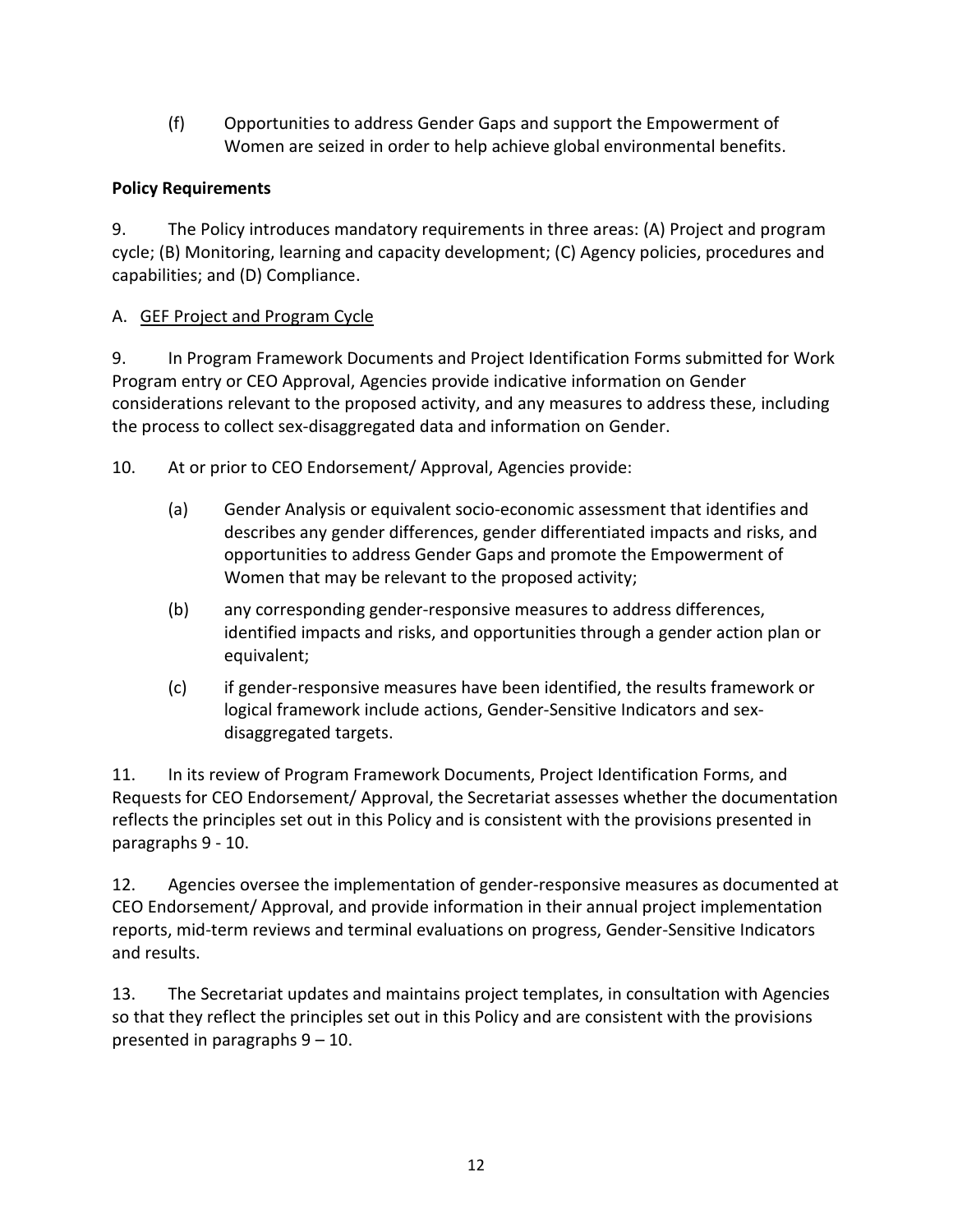(f) Opportunities to address Gender Gaps and support the Empowerment of Women are seized in order to help achieve global environmental benefits.

**Policy Requirements**

9. The Policy introduces mandatory requirements in three areas: (A) Project and program cycle; (B) Monitoring, learning and capacity development; (C) Agency policies, procedures and capabilities; and (D) Compliance.

A. GEF Project and Program Cycle

9. In Program Framework Documents and Project Identification Forms submitted for Work Program entry or CEO Approval, Agencies provide indicative information on Gender considerations relevant to the proposed activity, and any measures to address these, including the process to collect sex-disaggregated data and information on Gender.

10. At or prior to CEO Endorsement/ Approval, Agencies provide:

(a) Gender Analysis or equivalent socio-economic assessment that identifies and describes any gender differences, gender differentiated impacts and risks, and opportunities to address Gender Gaps and promote the Empowerment of Women that may be relevant to the proposed activity;

(b) any corresponding gender-responsive measures to address differences, identified impacts and risks, and opportunities through a gender action plan or equivalent;

(c) if gender-responsive measures have been identified, the results framework or logical framework include actions, Gender-Sensitive Indicators and sex-disaggregated targets.

11. In its review of Program Framework Documents, Project Identification Forms, and Requests for CEO Endorsement/ Approval, the Secretariat assesses whether the documentation reflects the principles set out in this Policy and is consistent with the provisions presented in paragraphs 9 - 10.

12. Agencies oversee the implementation of gender-responsive measures as documented at CEO Endorsement/ Approval, and provide information in their annual project implementation reports, mid-term reviews and terminal evaluations on progress, Gender-Sensitive Indicators and results.

13. The Secretariat updates and maintains project templates, in consultation with Agencies so that they reflect the principles set out in this Policy and are consistent with the provisions presented in paragraphs 9 – 10.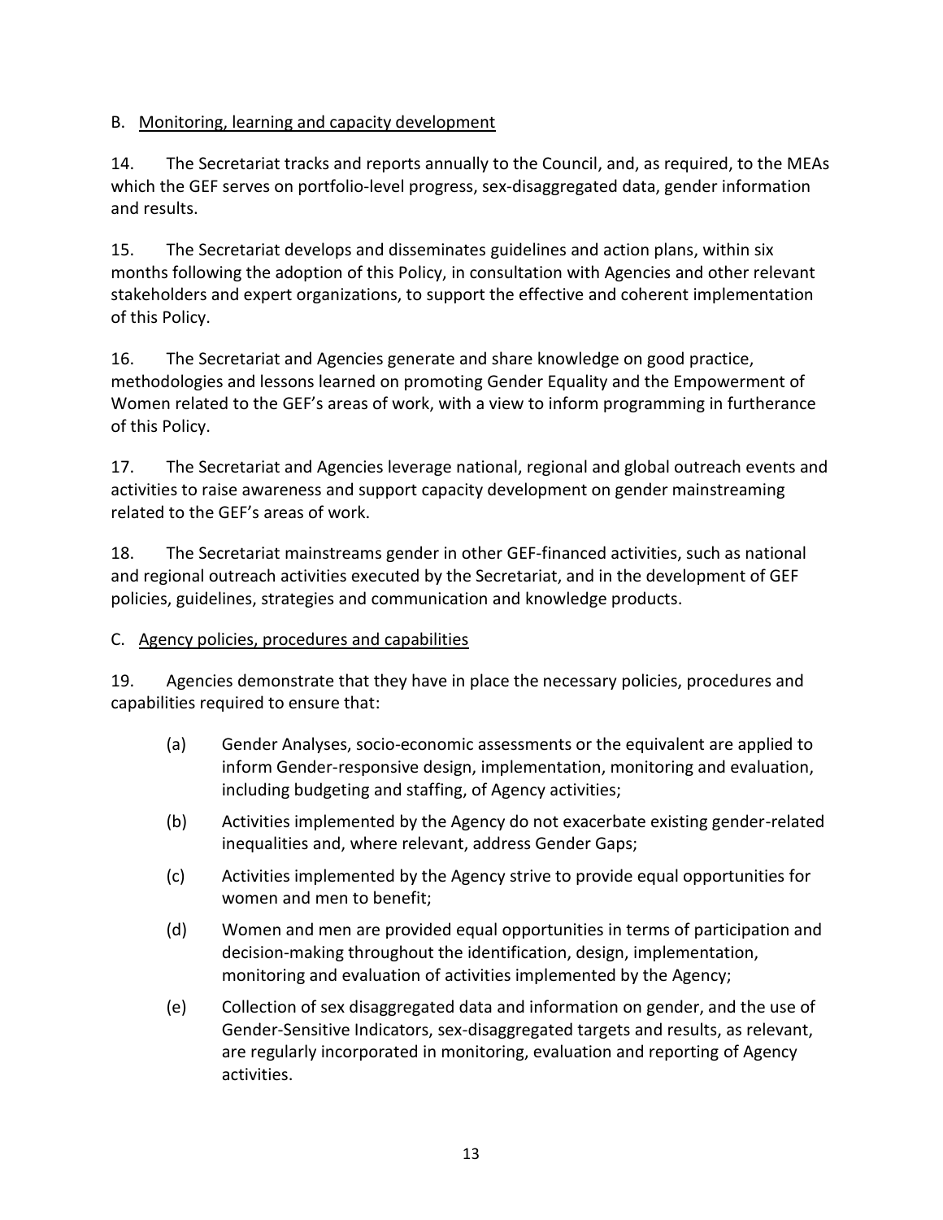## B. Monitoring, learning and capacity development

14. The Secretariat tracks and reports annually to the Council, and, as required, to the MEAs which the GEF serves on portfolio-level progress, sex-disaggregated data, gender information and results.

15. The Secretariat develops and disseminates guidelines and action plans, within six months following the adoption of this Policy, in consultation with Agencies and other relevant stakeholders and expert organizations, to support the effective and coherent implementation of this Policy.

16. The Secretariat and Agencies generate and share knowledge on good practice, methodologies and lessons learned on promoting Gender Equality and the Empowerment of Women related to the GEF's areas of work, with a view to inform programming in furtherance of this Policy.

17. The Secretariat and Agencies leverage national, regional and global outreach events and activities to raise awareness and support capacity development on gender mainstreaming related to the GEF's areas of work.

18. The Secretariat mainstreams gender in other GEF-financed activities, such as national and regional outreach activities executed by the Secretariat, and in the development of GEF policies, guidelines, strategies and communication and knowledge products.

## C. Agency policies, procedures and capabilities

19. Agencies demonstrate that they have in place the necessary policies, procedures and capabilities required to ensure that:

(a) Gender Analyses, socio-economic assessments or the equivalent are applied to inform Gender-responsive design, implementation, monitoring and evaluation, including budgeting and staffing, of Agency activities;

(b) Activities implemented by the Agency do not exacerbate existing gender-related inequalities and, where relevant, address Gender Gaps;

(c) Activities implemented by the Agency strive to provide equal opportunities for women and men to benefit;

(d) Women and men are provided equal opportunities in terms of participation and decision-making throughout the identification, design, implementation, monitoring and evaluation of activities implemented by the Agency;

(e) Collection of sex disaggregated data and information on gender, and the use of Gender-Sensitive Indicators, sex-disaggregated targets and results, as relevant, are regularly incorporated in monitoring, evaluation and reporting of Agency activities.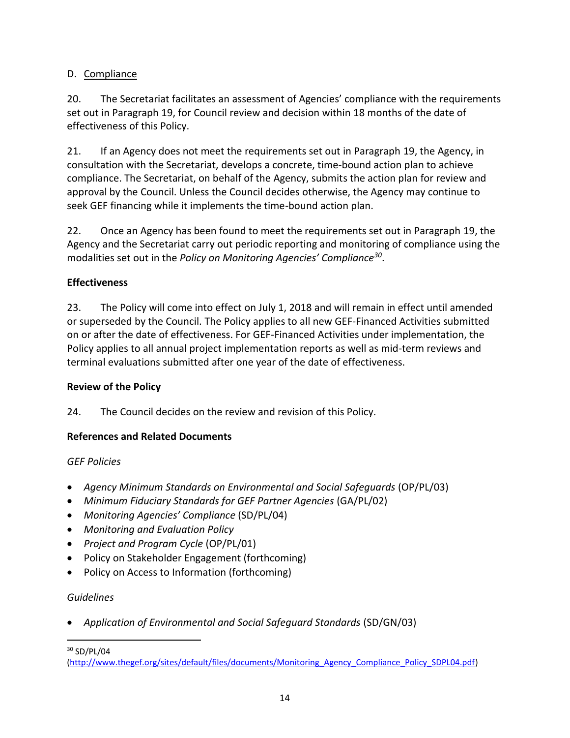D. Compliance

20. The Secretariat facilitates an assessment of Agencies' compliance with the requirements set out in Paragraph 19, for Council review and decision within 18 months of the date of effectiveness of this Policy.

21. If an Agency does not meet the requirements set out in Paragraph 19, the Agency, in consultation with the Secretariat, develops a concrete, time-bound action plan to achieve compliance. The Secretariat, on behalf of the Agency, submits the action plan for review and approval by the Council. Unless the Council decides otherwise, the Agency may continue to seek GEF financing while it implements the time-bound action plan.

22. Once an Agency has been found to meet the requirements set out in Paragraph 19, the Agency and the Secretariat carry out periodic reporting and monitoring of compliance using the modalities set out in the *Policy on Monitoring Agencies' Compliance*[30].

**Effectiveness**

23. The Policy will come into effect on July 1, 2018 and will remain in effect until amended or superseded by the Council. The Policy applies to all new GEF-Financed Activities submitted on or after the date of effectiveness. For GEF-Financed Activities under implementation, the Policy applies to all annual project implementation reports as well as mid-term reviews and terminal evaluations submitted after one year of the date of effectiveness.

**Review of the Policy**

24. The Council decides on the review and revision of this Policy.

**References and Related Documents**

*GEF Policies*

- *Agency Minimum Standards on Environmental and Social Safeguards* (OP/PL/03)
- *Minimum Fiduciary Standards for GEF Partner Agencies* (GA/PL/02)
- *Monitoring Agencies' Compliance* (SD/PL/04)
- *Monitoring and Evaluation Policy*
- *Project and Program Cycle* (OP/PL/01)
- Policy on Stakeholder Engagement (forthcoming)
- Policy on Access to Information (forthcoming)

*Guidelines*

- *Application of Environmental and Social Safeguard Standards* (SD/GN/03)

[30] SD/PL/04 (http://www.thegef.org/sites/default/files/documents/Monitoring_Agency_Compliance_Policy_SDPL04.pdf)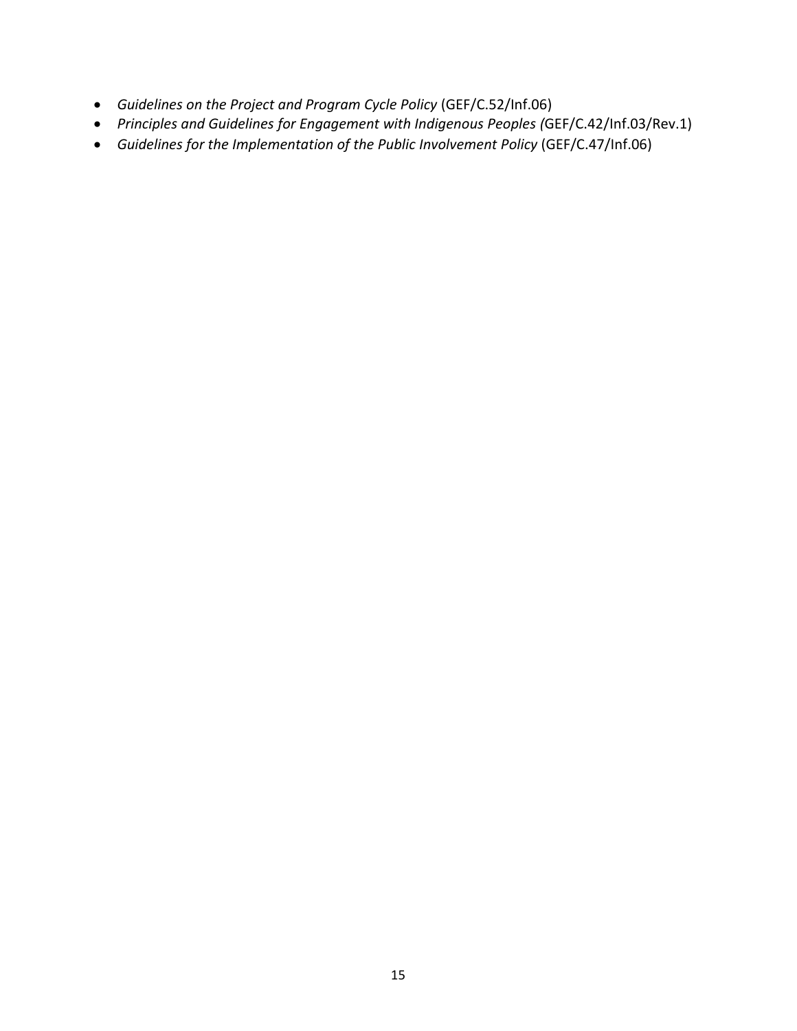- *Guidelines on the Project and Program Cycle Policy* (GEF/C.52/Inf.06)
- *Principles and Guidelines for Engagement with Indigenous Peoples (*GEF/C.42/Inf.03/Rev.1)
- *Guidelines for the Implementation of the Public Involvement Policy* (GEF/C.47/Inf.06)